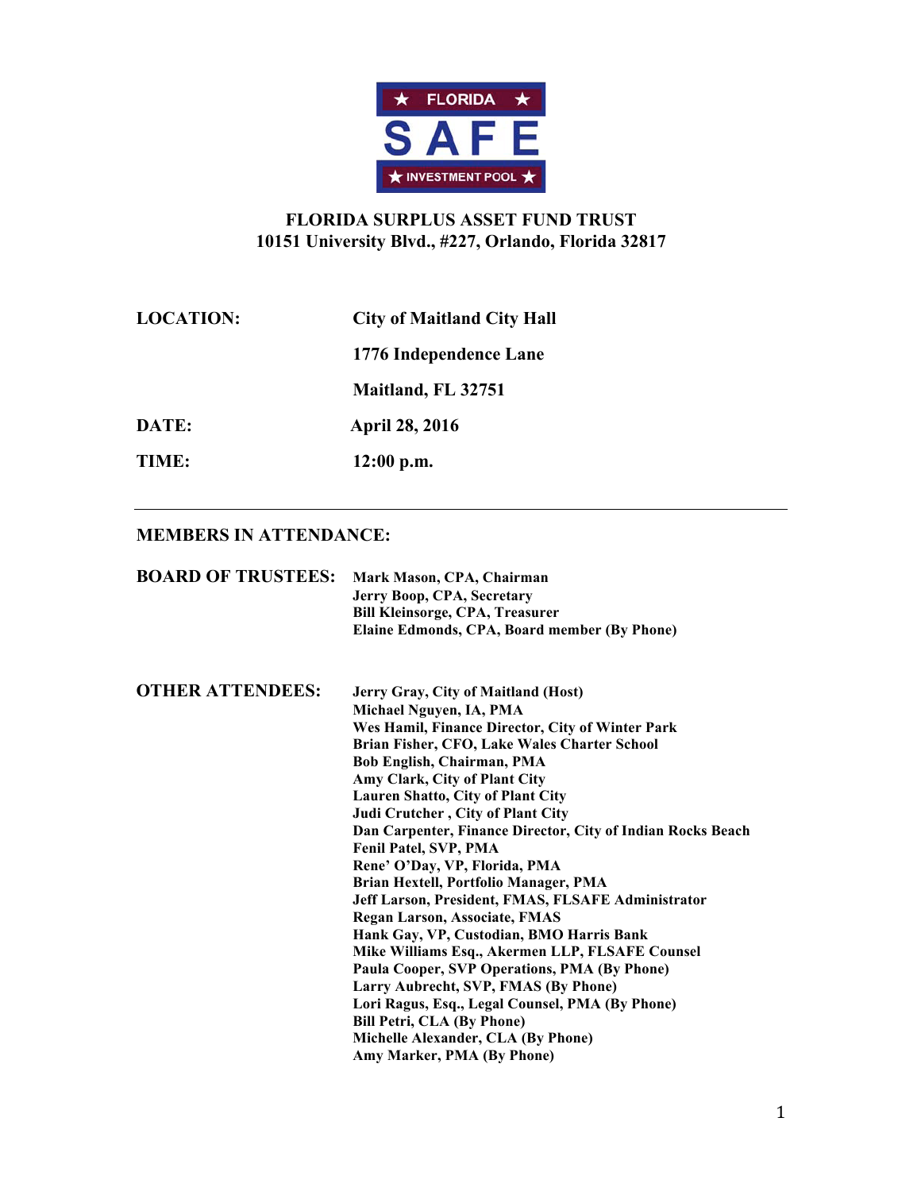FLORIDA SAFE INVESTMENT POOL

# FLORIDA SURPLUS ASSET FUND TRUST

**10151 University Blvd., #227, Orlando, Florida 32817**

**LOCATION:** City of Maitland City Hall
1776 Independence Lane
Maitland, FL 32751

**DATE:** April 28, 2016

**TIME:** 12:00 p.m.

---

## MEMBERS IN ATTENDANCE:

**BOARD OF TRUSTEES:**

Mark Mason, CPA, Chairman
Jerry Boop, CPA, Secretary
Bill Kleinsorge, CPA, Treasurer
Elaine Edmonds, CPA, Board member (By Phone)

**OTHER ATTENDEES:**

Jerry Gray, City of Maitland (Host)
Michael Nguyen, IA, PMA
Wes Hamil, Finance Director, City of Winter Park
Brian Fisher, CFO, Lake Wales Charter School
Bob English, Chairman, PMA
Amy Clark, City of Plant City
Lauren Shatto, City of Plant City
Judi Crutcher , City of Plant City
Dan Carpenter, Finance Director, City of Indian Rocks Beach
Fenil Patel, SVP, PMA
Rene' O'Day, VP, Florida, PMA
Brian Hextell, Portfolio Manager, PMA
Jeff Larson, President, FMAS, FLSAFE Administrator
Regan Larson, Associate, FMAS
Hank Gay, VP, Custodian, BMO Harris Bank
Mike Williams Esq., Akermen LLP, FLSAFE Counsel
Paula Cooper, SVP Operations, PMA (By Phone)
Larry Aubrecht, SVP, FMAS (By Phone)
Lori Ragus, Esq., Legal Counsel, PMA (By Phone)
Bill Petri, CLA (By Phone)
Michelle Alexander, CLA (By Phone)
Amy Marker, PMA (By Phone)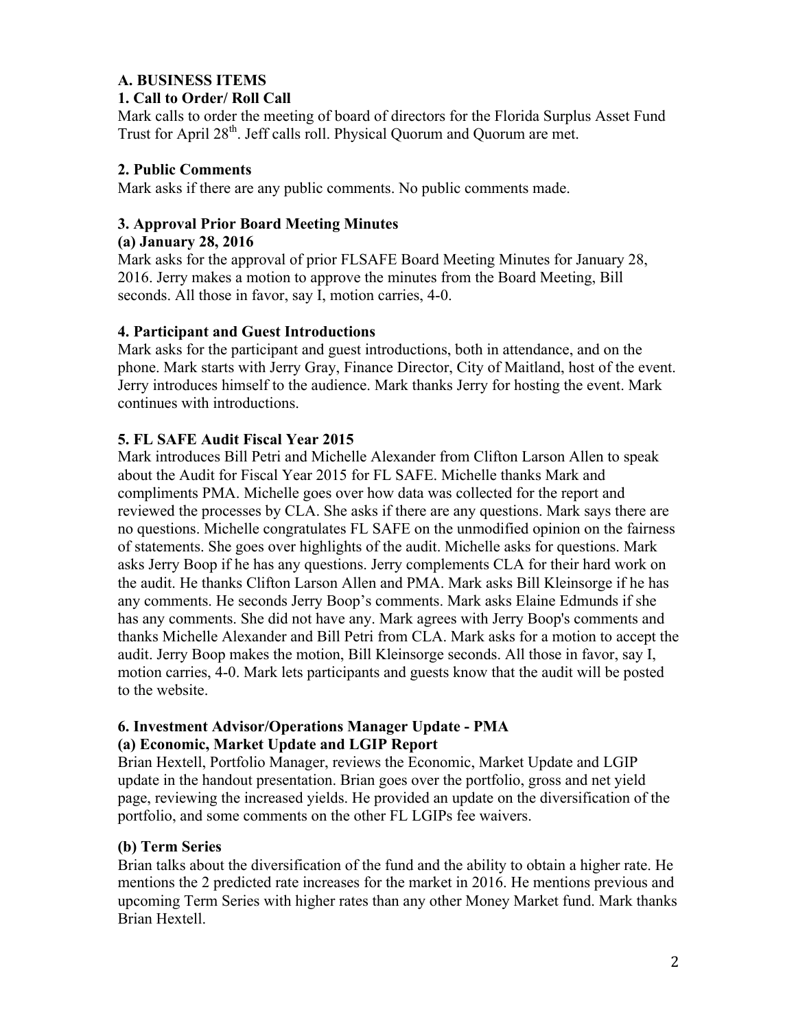## A. BUSINESS ITEMS

### 1. Call to Order/ Roll Call

Mark calls to order the meeting of board of directors for the Florida Surplus Asset Fund Trust for April 28th. Jeff calls roll. Physical Quorum and Quorum are met.

### 2. Public Comments

Mark asks if there are any public comments. No public comments made.

### 3. Approval Prior Board Meeting Minutes

**(a) January 28, 2016**

Mark asks for the approval of prior FLSAFE Board Meeting Minutes for January 28, 2016. Jerry makes a motion to approve the minutes from the Board Meeting, Bill seconds. All those in favor, say I, motion carries, 4-0.

### 4. Participant and Guest Introductions

Mark asks for the participant and guest introductions, both in attendance, and on the phone. Mark starts with Jerry Gray, Finance Director, City of Maitland, host of the event. Jerry introduces himself to the audience. Mark thanks Jerry for hosting the event. Mark continues with introductions.

### 5. FL SAFE Audit Fiscal Year 2015

Mark introduces Bill Petri and Michelle Alexander from Clifton Larson Allen to speak about the Audit for Fiscal Year 2015 for FL SAFE. Michelle thanks Mark and compliments PMA. Michelle goes over how data was collected for the report and reviewed the processes by CLA. She asks if there are any questions. Mark says there are no questions. Michelle congratulates FL SAFE on the unmodified opinion on the fairness of statements. She goes over highlights of the audit. Michelle asks for questions. Mark asks Jerry Boop if he has any questions. Jerry complements CLA for their hard work on the audit. He thanks Clifton Larson Allen and PMA. Mark asks Bill Kleinsorge if he has any comments. He seconds Jerry Boop's comments. Mark asks Elaine Edmunds if she has any comments. She did not have any. Mark agrees with Jerry Boop's comments and thanks Michelle Alexander and Bill Petri from CLA. Mark asks for a motion to accept the audit. Jerry Boop makes the motion, Bill Kleinsorge seconds. All those in favor, say I, motion carries, 4-0. Mark lets participants and guests know that the audit will be posted to the website.

### 6. Investment Advisor/Operations Manager Update - PMA

**(a) Economic, Market Update and LGIP Report**

Brian Hextell, Portfolio Manager, reviews the Economic, Market Update and LGIP update in the handout presentation. Brian goes over the portfolio, gross and net yield page, reviewing the increased yields. He provided an update on the diversification of the portfolio, and some comments on the other FL LGIPs fee waivers.

**(b) Term Series**

Brian talks about the diversification of the fund and the ability to obtain a higher rate. He mentions the 2 predicted rate increases for the market in 2016. He mentions previous and upcoming Term Series with higher rates than any other Money Market fund. Mark thanks Brian Hextell.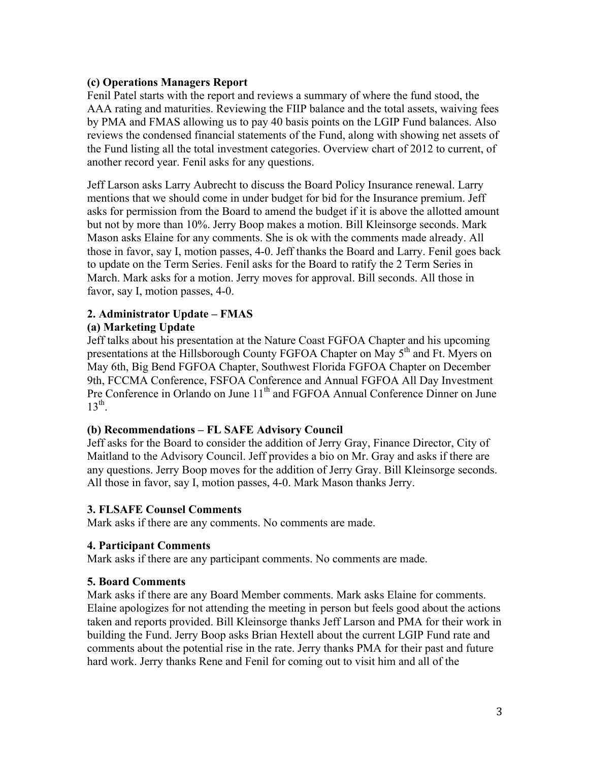**(c) Operations Managers Report**

Fenil Patel starts with the report and reviews a summary of where the fund stood, the AAA rating and maturities. Reviewing the FIIP balance and the total assets, waiving fees by PMA and FMAS allowing us to pay 40 basis points on the LGIP Fund balances. Also reviews the condensed financial statements of the Fund, along with showing net assets of the Fund listing all the total investment categories. Overview chart of 2012 to current, of another record year. Fenil asks for any questions.

Jeff Larson asks Larry Aubrecht to discuss the Board Policy Insurance renewal. Larry mentions that we should come in under budget for bid for the Insurance premium. Jeff asks for permission from the Board to amend the budget if it is above the allotted amount but not by more than 10%. Jerry Boop makes a motion. Bill Kleinsorge seconds. Mark Mason asks Elaine for any comments. She is ok with the comments made already. All those in favor, say I, motion passes, 4-0. Jeff thanks the Board and Larry. Fenil goes back to update on the Term Series. Fenil asks for the Board to ratify the 2 Term Series in March. Mark asks for a motion. Jerry moves for approval. Bill seconds. All those in favor, say I, motion passes, 4-0.

**2. Administrator Update – FMAS**

**(a) Marketing Update**

Jeff talks about his presentation at the Nature Coast FGFOA Chapter and his upcoming presentations at the Hillsborough County FGFOA Chapter on May 5th and Ft. Myers on May 6th, Big Bend FGFOA Chapter, Southwest Florida FGFOA Chapter on December 9th, FCCMA Conference, FSFOA Conference and Annual FGFOA All Day Investment Pre Conference in Orlando on June 11th and FGFOA Annual Conference Dinner on June 13th.

**(b) Recommendations – FL SAFE Advisory Council**

Jeff asks for the Board to consider the addition of Jerry Gray, Finance Director, City of Maitland to the Advisory Council. Jeff provides a bio on Mr. Gray and asks if there are any questions. Jerry Boop moves for the addition of Jerry Gray. Bill Kleinsorge seconds. All those in favor, say I, motion passes, 4-0. Mark Mason thanks Jerry.

**3. FLSAFE Counsel Comments**

Mark asks if there are any comments. No comments are made.

**4. Participant Comments**

Mark asks if there are any participant comments. No comments are made.

**5. Board Comments**

Mark asks if there are any Board Member comments. Mark asks Elaine for comments. Elaine apologizes for not attending the meeting in person but feels good about the actions taken and reports provided. Bill Kleinsorge thanks Jeff Larson and PMA for their work in building the Fund. Jerry Boop asks Brian Hextell about the current LGIP Fund rate and comments about the potential rise in the rate. Jerry thanks PMA for their past and future hard work. Jerry thanks Rene and Fenil for coming out to visit him and all of the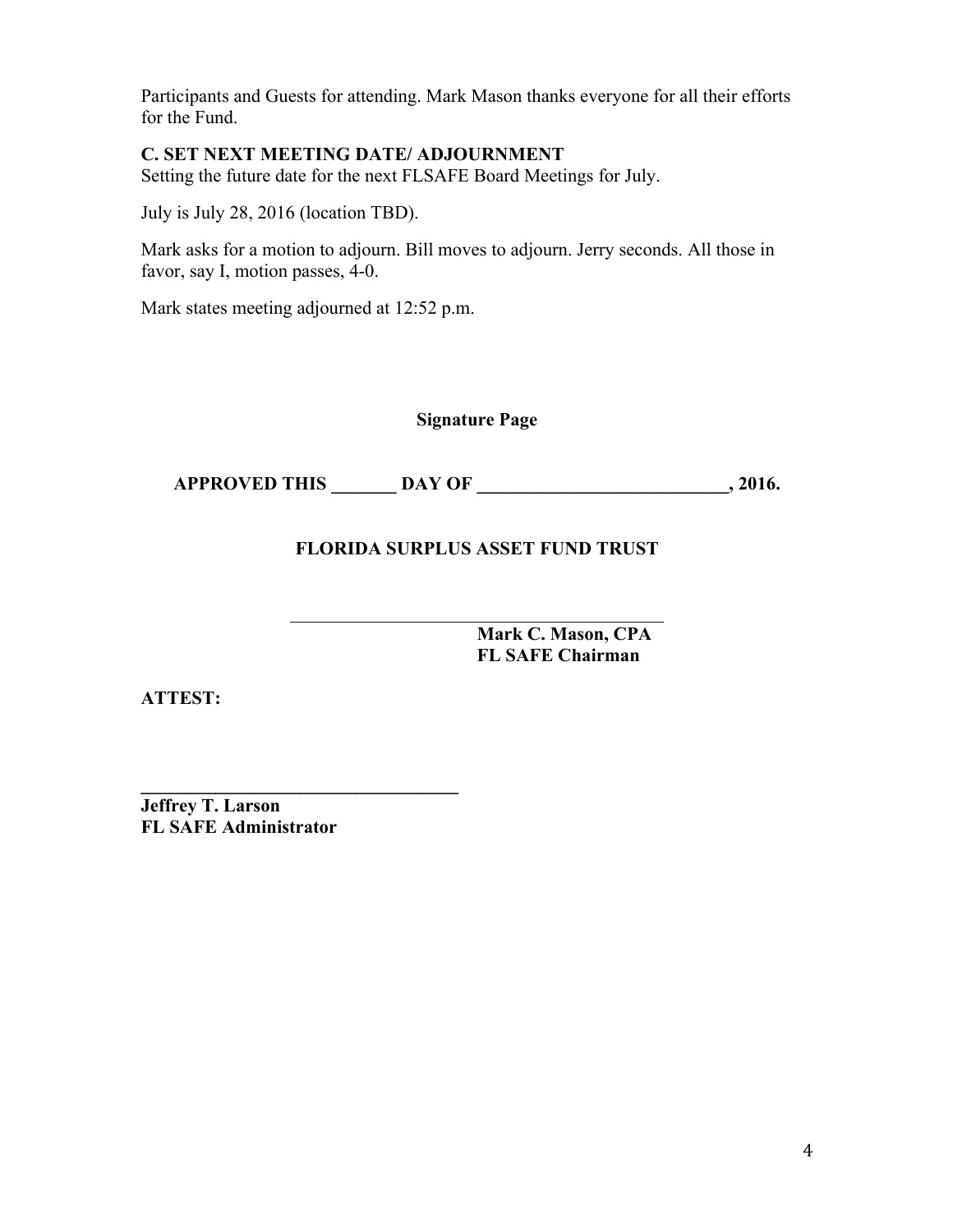Participants and Guests for attending. Mark Mason thanks everyone for all their efforts for the Fund.

**C. SET NEXT MEETING DATE/ ADJOURNMENT**

Setting the future date for the next FLSAFE Board Meetings for July.

July is July 28, 2016 (location TBD).

Mark asks for a motion to adjourn. Bill moves to adjourn. Jerry seconds. All those in favor, say I, motion passes, 4-0.

Mark states meeting adjourned at 12:52 p.m.

**Signature Page**

**APPROVED THIS _______ DAY OF ___________________________, 2016.**

**FLORIDA SURPLUS ASSET FUND TRUST**

_____________________________________________

**Mark C. Mason, CPA**
**FL SAFE Chairman**

**ATTEST:**

___________________________________

**Jeffrey T. Larson**
**FL SAFE Administrator**